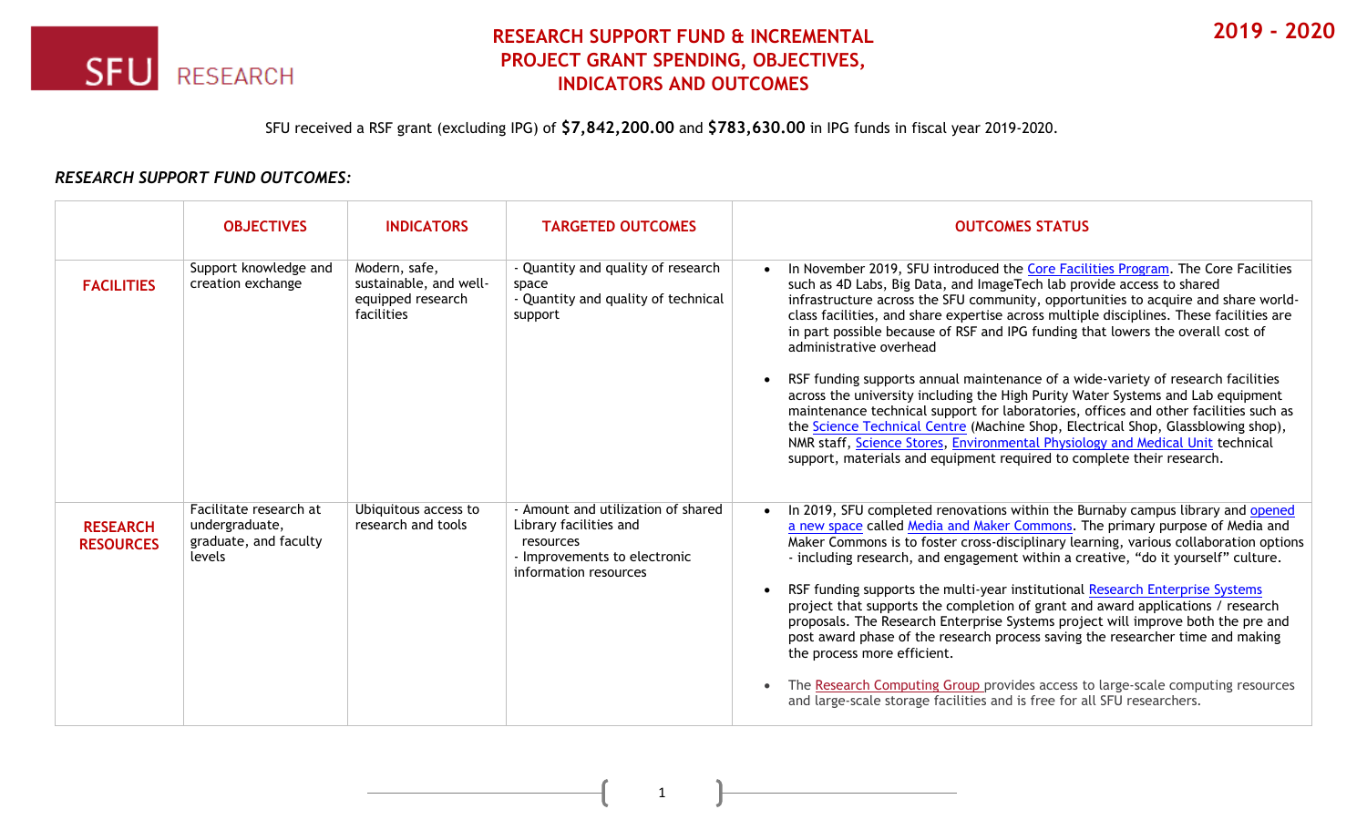SFU RESEARCH

# RESEARCH SUPPORT FUND & INCREMENTAL PROJECT GRANT SPENDING, OBJECTIVES, INDICATORS AND OUTCOMES

**2019 - 2020**

SFU received a RSF grant (excluding IPG) of **$7,842,200.00** and **$783,630.00** in IPG funds in fiscal year 2019-2020.

***RESEARCH SUPPORT FUND OUTCOMES:***

| | OBJECTIVES | INDICATORS | TARGETED OUTCOMES | OUTCOMES STATUS |
|---|---|---|---|---|
| **FACILITIES** | Support knowledge and creation exchange | Modern, safe, sustainable, and well-equipped research facilities | - Quantity and quality of research space<br>- Quantity and quality of technical support | • In November 2019, SFU introduced the Core Facilities Program. The Core Facilities such as 4D Labs, Big Data, and ImageTech lab provide access to shared infrastructure across the SFU community, opportunities to acquire and share world-class facilities, and share expertise across multiple disciplines. These facilities are in part possible because of RSF and IPG funding that lowers the overall cost of administrative overhead<br><br>• RSF funding supports annual maintenance of a wide-variety of research facilities across the university including the High Purity Water Systems and Lab equipment maintenance technical support for laboratories, offices and other facilities such as the Science Technical Centre (Machine Shop, Electrical Shop, Glassblowing shop), NMR staff, Science Stores, Environmental Physiology and Medical Unit technical support, materials and equipment required to complete their research. |
| **RESEARCH RESOURCES** | Facilitate research at undergraduate, graduate, and faculty levels | Ubiquitous access to research and tools | - Amount and utilization of shared Library facilities and resources<br>- Improvements to electronic information resources | • In 2019, SFU completed renovations within the Burnaby campus library and opened a new space called Media and Maker Commons. The primary purpose of Media and Maker Commons is to foster cross-disciplinary learning, various collaboration options - including research, and engagement within a creative, "do it yourself" culture.<br><br>• RSF funding supports the multi-year institutional Research Enterprise Systems project that supports the completion of grant and award applications / research proposals. The Research Enterprise Systems project will improve both the pre and post award phase of the research process saving the researcher time and making the process more efficient.<br><br>• The Research Computing Group provides access to large-scale computing resources and large-scale storage facilities and is free for all SFU researchers. |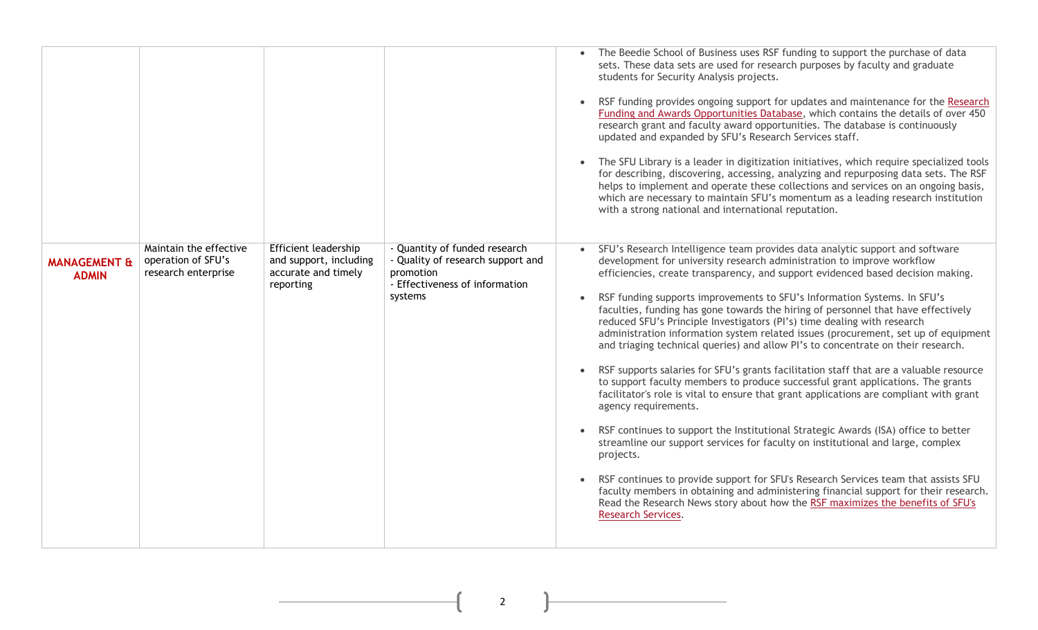| | | | | |
|---|---|---|---|---|
| | | | | • The Beedie School of Business uses RSF funding to support the purchase of data sets. These data sets are used for research purposes by faculty and graduate students for Security Analysis projects.<br><br>• RSF funding provides ongoing support for updates and maintenance for the Research Funding and Awards Opportunities Database, which contains the details of over 450 research grant and faculty award opportunities. The database is continuously updated and expanded by SFU's Research Services staff.<br><br>• The SFU Library is a leader in digitization initiatives, which require specialized tools for describing, discovering, accessing, analyzing and repurposing data sets. The RSF helps to implement and operate these collections and services on an ongoing basis, which are necessary to maintain SFU's momentum as a leading research institution with a strong national and international reputation. |
| **MANAGEMENT & ADMIN** | Maintain the effective operation of SFU's research enterprise | Efficient leadership and support, including accurate and timely reporting | - Quantity of funded research<br>- Quality of research support and promotion<br>- Effectiveness of information systems | • SFU's Research Intelligence team provides data analytic support and software development for university research administration to improve workflow efficiencies, create transparency, and support evidenced based decision making.<br><br>• RSF funding supports improvements to SFU's Information Systems. In SFU's faculties, funding has gone towards the hiring of personnel that have effectively reduced SFU's Principle Investigators (PI's) time dealing with research administration information system related issues (procurement, set up of equipment and triaging technical queries) and allow PI's to concentrate on their research.<br><br>• RSF supports salaries for SFU's grants facilitation staff that are a valuable resource to support faculty members to produce successful grant applications. The grants facilitator's role is vital to ensure that grant applications are compliant with grant agency requirements.<br><br>• RSF continues to support the Institutional Strategic Awards (ISA) office to better streamline our support services for faculty on institutional and large, complex projects.<br><br>• RSF continues to provide support for SFU's Research Services team that assists SFU faculty members in obtaining and administering financial support for their research. Read the Research News story about how the RSF maximizes the benefits of SFU's Research Services. |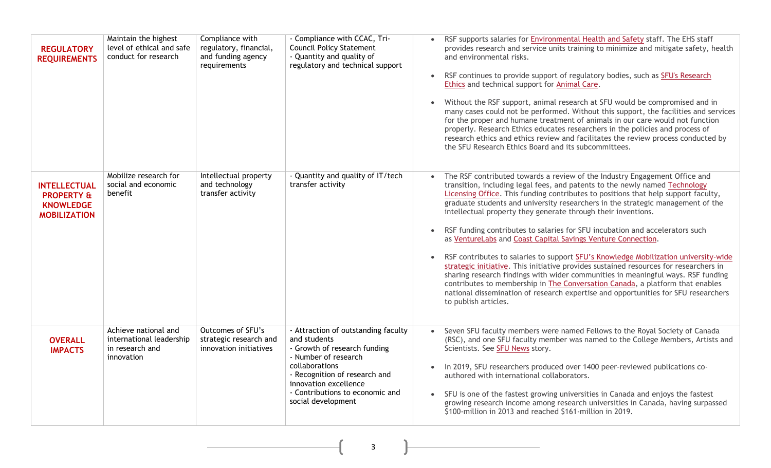| | | | | |
|---|---|---|---|---|
| **REGULATORY REQUIREMENTS** | Maintain the highest level of ethical and safe conduct for research | Compliance with regulatory, financial, and funding agency requirements | - Compliance with CCAC, Tri-Council Policy Statement<br>- Quantity and quality of regulatory and technical support | • RSF supports salaries for Environmental Health and Safety staff. The EHS staff provides research and service units training to minimize and mitigate safety, health and environmental risks.<br><br>• RSF continues to provide support of regulatory bodies, such as SFU's Research Ethics and technical support for Animal Care.<br><br>• Without the RSF support, animal research at SFU would be compromised and in many cases could not be performed. Without this support, the facilities and services for the proper and humane treatment of animals in our care would not function properly. Research Ethics educates researchers in the policies and process of research ethics and ethics review and facilitates the review process conducted by the SFU Research Ethics Board and its subcommittees. |
| **INTELLECTUAL PROPERTY & KNOWLEDGE MOBILIZATION** | Mobilize research for social and economic benefit | Intellectual property and technology transfer activity | - Quantity and quality of IT/tech transfer activity | • The RSF contributed towards a review of the Industry Engagement Office and transition, including legal fees, and patents to the newly named Technology Licensing Office. This funding contributes to positions that help support faculty, graduate students and university researchers in the strategic management of the intellectual property they generate through their inventions.<br><br>• RSF funding contributes to salaries for SFU incubation and accelerators such as VentureLabs and Coast Capital Savings Venture Connection.<br><br>• RSF contributes to salaries to support SFU's Knowledge Mobilization university-wide strategic initiative. This initiative provides sustained resources for researchers in sharing research findings with wider communities in meaningful ways. RSF funding contributes to membership in The Conversation Canada, a platform that enables national dissemination of research expertise and opportunities for SFU researchers to publish articles. |
| **OVERALL IMPACTS** | Achieve national and international leadership in research and innovation | Outcomes of SFU's strategic research and innovation initiatives | - Attraction of outstanding faculty and students<br>- Growth of research funding<br>- Number of research collaborations<br>- Recognition of research and innovation excellence<br>- Contributions to economic and social development | • Seven SFU faculty members were named Fellows to the Royal Society of Canada (RSC), and one SFU faculty member was named to the College Members, Artists and Scientists. See SFU News story.<br><br>• In 2019, SFU researchers produced over 1400 peer-reviewed publications co-authored with international collaborators.<br><br>• SFU is one of the fastest growing universities in Canada and enjoys the fastest growing research income among research universities in Canada, having surpassed $100-million in 2013 and reached $161-million in 2019. |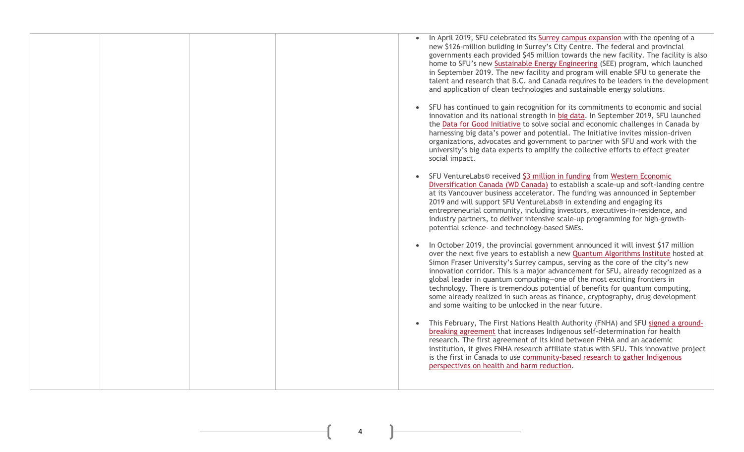| | | | | |
|---|---|---|---|---|
| | | | | • In April 2019, SFU celebrated its Surrey campus expansion with the opening of a new $126-million building in Surrey's City Centre. The federal and provincial governments each provided $45 million towards the new facility. The facility is also home to SFU's new Sustainable Energy Engineering (SEE) program, which launched in September 2019. The new facility and program will enable SFU to generate the talent and research that B.C. and Canada requires to be leaders in the development and application of clean technologies and sustainable energy solutions.<br><br>• SFU has continued to gain recognition for its commitments to economic and social innovation and its national strength in big data. In September 2019, SFU launched the Data for Good Initiative to solve social and economic challenges in Canada by harnessing big data's power and potential. The Initiative invites mission-driven organizations, advocates and government to partner with SFU and work with the university's big data experts to amplify the collective efforts to effect greater social impact.<br><br>• SFU VentureLabs® received $3 million in funding from Western Economic Diversification Canada (WD Canada) to establish a scale-up and soft-landing centre at its Vancouver business accelerator. The funding was announced in September 2019 and will support SFU VentureLabs® in extending and engaging its entrepreneurial community, including investors, executives-in-residence, and industry partners, to deliver intensive scale-up programming for high-growth-potential science- and technology-based SMEs.<br><br>• In October 2019, the provincial government announced it will invest $17 million over the next five years to establish a new Quantum Algorithms Institute hosted at Simon Fraser University's Surrey campus, serving as the core of the city's new innovation corridor. This is a major advancement for SFU, already recognized as a global leader in quantum computing—one of the most exciting frontiers in technology. There is tremendous potential of benefits for quantum computing, some already realized in such areas as finance, cryptography, drug development and some waiting to be unlocked in the near future.<br><br>• This February, The First Nations Health Authority (FNHA) and SFU signed a ground-breaking agreement that increases Indigenous self-determination for health research. The first agreement of its kind between FNHA and an academic institution, it gives FNHA research affiliate status with SFU. This innovative project is the first in Canada to use community-based research to gather Indigenous perspectives on health and harm reduction. |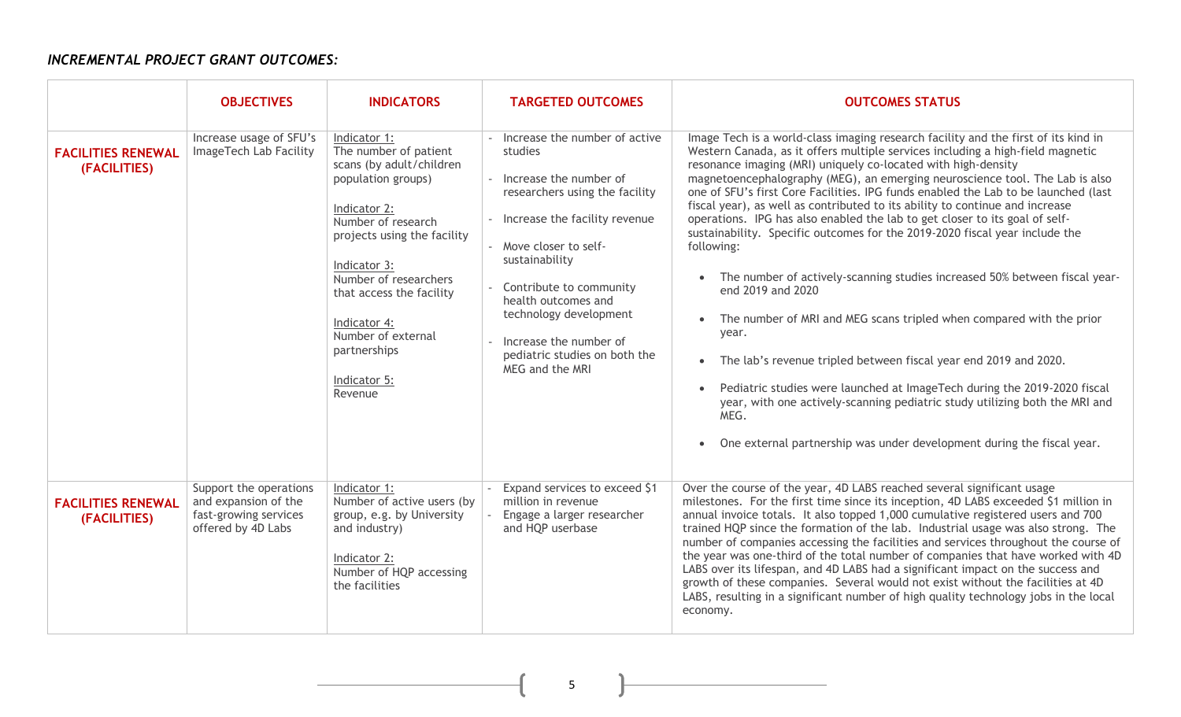***INCREMENTAL PROJECT GRANT OUTCOMES:***

| | OBJECTIVES | INDICATORS | TARGETED OUTCOMES | OUTCOMES STATUS |
|---|---|---|---|---|
| **FACILITIES RENEWAL (FACILITIES)** | Increase usage of SFU's ImageTech Lab Facility | Indicator 1:<br>The number of patient scans (by adult/children population groups)<br><br>Indicator 2:<br>Number of research projects using the facility<br><br>Indicator 3:<br>Number of researchers that access the facility<br><br>Indicator 4:<br>Number of external partnerships<br><br>Indicator 5:<br>Revenue | - Increase the number of active studies<br>- Increase the number of researchers using the facility<br>- Increase the facility revenue<br>- Move closer to self-sustainability<br>- Contribute to community health outcomes and technology development<br>- Increase the number of pediatric studies on both the MEG and the MRI | Image Tech is a world-class imaging research facility and the first of its kind in Western Canada, as it offers multiple services including a high-field magnetic resonance imaging (MRI) uniquely co-located with high-density magnetoencephalography (MEG), an emerging neuroscience tool. The Lab is also one of SFU's first Core Facilities. IPG funds enabled the Lab to be launched (last fiscal year), as well as contributed to its ability to continue and increase operations. IPG has also enabled the lab to get closer to its goal of self-sustainability. Specific outcomes for the 2019-2020 fiscal year include the following:<br><br>• The number of actively-scanning studies increased 50% between fiscal year-end 2019 and 2020<br>• The number of MRI and MEG scans tripled when compared with the prior year.<br>• The lab's revenue tripled between fiscal year end 2019 and 2020.<br>• Pediatric studies were launched at ImageTech during the 2019-2020 fiscal year, with one actively-scanning pediatric study utilizing both the MRI and MEG.<br>• One external partnership was under development during the fiscal year. |
| **FACILITIES RENEWAL (FACILITIES)** | Support the operations and expansion of the fast-growing services offered by 4D Labs | Indicator 1:<br>Number of active users (by group, e.g. by University and industry)<br><br>Indicator 2:<br>Number of HQP accessing the facilities | - Expand services to exceed $1 million in revenue<br>- Engage a larger researcher and HQP userbase | Over the course of the year, 4D LABS reached several significant usage milestones. For the first time since its inception, 4D LABS exceeded $1 million in annual invoice totals. It also topped 1,000 cumulative registered users and 700 trained HQP since the formation of the lab. Industrial usage was also strong. The number of companies accessing the facilities and services throughout the course of the year was one-third of the total number of companies that have worked with 4D LABS over its lifespan, and 4D LABS had a significant impact on the success and growth of these companies. Several would not exist without the facilities at 4D LABS, resulting in a significant number of high quality technology jobs in the local economy. |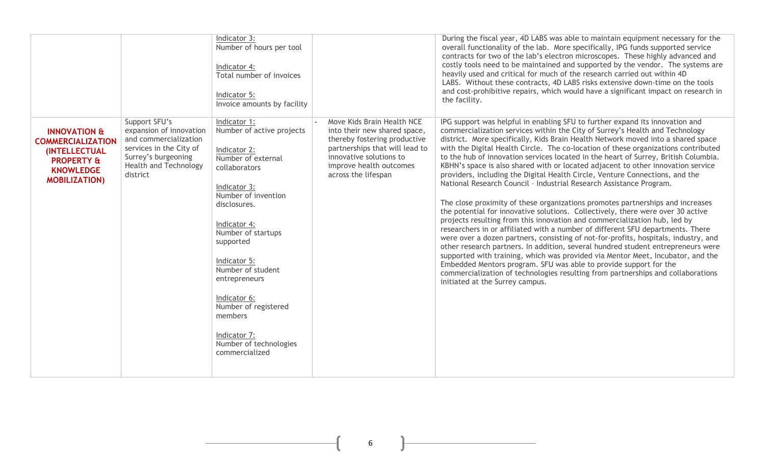| | | | | |
|---|---|---|---|---|
| | | Indicator 3:<br>Number of hours per tool<br><br>Indicator 4:<br>Total number of invoices<br><br>Indicator 5:<br>Invoice amounts by facility | | During the fiscal year, 4D LABS was able to maintain equipment necessary for the overall functionality of the lab. More specifically, IPG funds supported service contracts for two of the lab's electron microscopes. These highly advanced and costly tools need to be maintained and supported by the vendor. The systems are heavily used and critical for much of the research carried out within 4D LABS. Without these contracts, 4D LABS risks extensive down-time on the tools and cost-prohibitive repairs, which would have a significant impact on research in the facility. |
| **INNOVATION & COMMERCIALIZATION (INTELLECTUAL PROPERTY & KNOWLEDGE MOBILIZATION)** | Support SFU's expansion of innovation and commercialization services in the City of Surrey's burgeoning Health and Technology district | Indicator 1:<br>Number of active projects<br><br>Indicator 2:<br>Number of external collaborators<br><br>Indicator 3:<br>Number of invention disclosures.<br><br>Indicator 4:<br>Number of startups supported<br><br>Indicator 5:<br>Number of student entrepreneurs<br><br>Indicator 6:<br>Number of registered members<br><br>Indicator 7:<br>Number of technologies commercialized | - Move Kids Brain Health NCE into their new shared space, thereby fostering productive partnerships that will lead to innovative solutions to improve health outcomes across the lifespan | IPG support was helpful in enabling SFU to further expand its innovation and commercialization services within the City of Surrey's Health and Technology district. More specifically, Kids Brain Health Network moved into a shared space with the Digital Health Circle. The co-location of these organizations contributed to the hub of innovation services located in the heart of Surrey, British Columbia. KBHN's space is also shared with or located adjacent to other innovation service providers, including the Digital Health Circle, Venture Connections, and the National Research Council – Industrial Research Assistance Program.<br><br>The close proximity of these organizations promotes partnerships and increases the potential for innovative solutions. Collectively, there were over 30 active projects resulting from this innovation and commercialization hub, led by researchers in or affiliated with a number of different SFU departments. There were over a dozen partners, consisting of not-for-profits, hospitals, industry, and other research partners. In addition, several hundred student entrepreneurs were supported with training, which was provided via Mentor Meet, Incubator, and the Embedded Mentors program. SFU was able to provide support for the commercialization of technologies resulting from partnerships and collaborations initiated at the Surrey campus. |